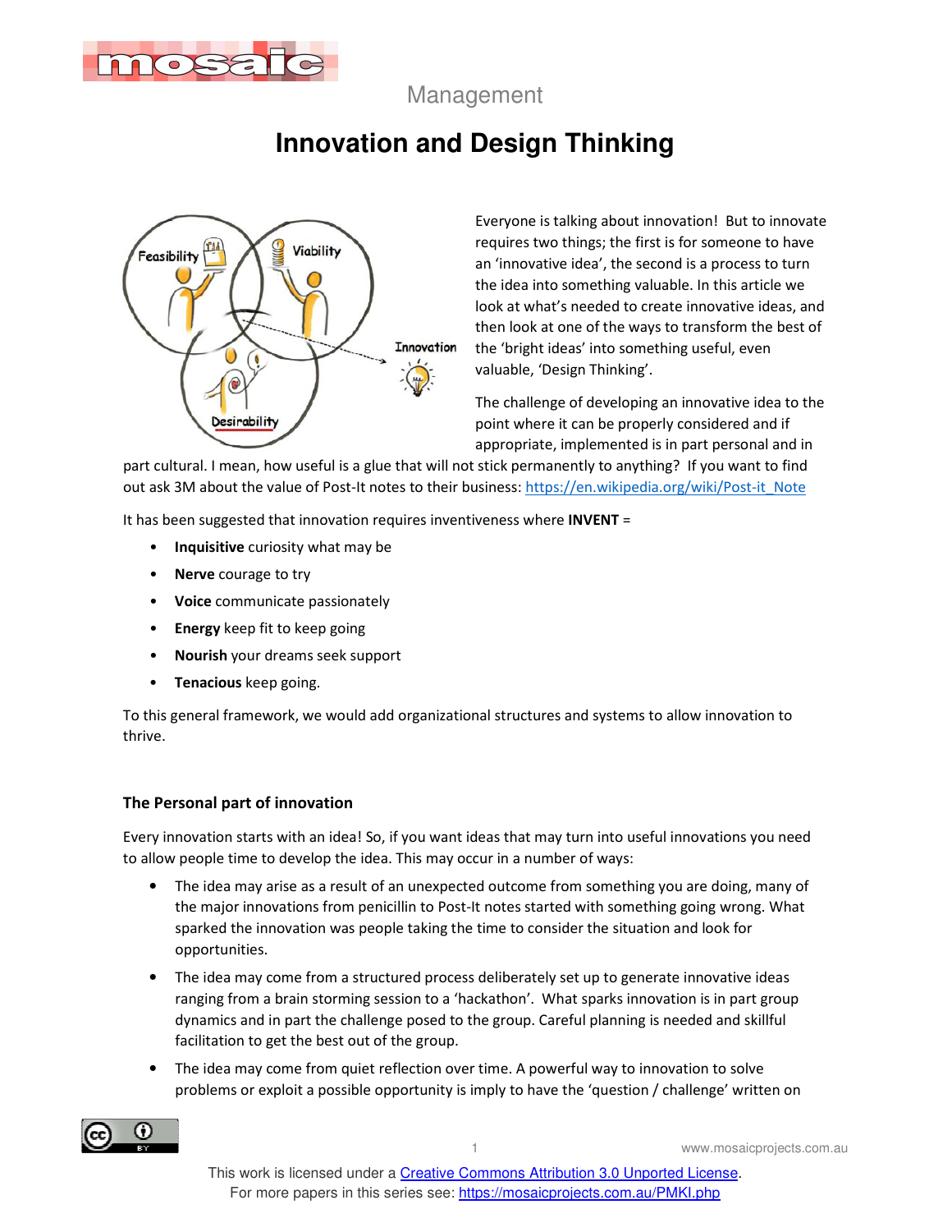Management

# Innovation and Design Thinking

Everyone is talking about innovation! But to innovate requires two things; the first is for someone to have an 'innovative idea', the second is a process to turn the idea into something valuable. In this article we look at what's needed to create innovative ideas, and then look at one of the ways to transform the best of the 'bright ideas' into something useful, even valuable, 'Design Thinking'.

The challenge of developing an innovative idea to the point where it can be properly considered and if appropriate, implemented is in part personal and in part cultural. I mean, how useful is a glue that will not stick permanently to anything? If you want to find out ask 3M about the value of Post-It notes to their business: https://en.wikipedia.org/wiki/Post-it_Note

It has been suggested that innovation requires inventiveness where **INVENT** =

- **Inquisitive** curiosity what may be
- **Nerve** courage to try
- **Voice** communicate passionately
- **Energy** keep fit to keep going
- **Nourish** your dreams seek support
- **Tenacious** keep going.

To this general framework, we would add organizational structures and systems to allow innovation to thrive.

### The Personal part of innovation

Every innovation starts with an idea! So, if you want ideas that may turn into useful innovations you need to allow people time to develop the idea. This may occur in a number of ways:

- The idea may arise as a result of an unexpected outcome from something you are doing, many of the major innovations from penicillin to Post-It notes started with something going wrong. What sparked the innovation was people taking the time to consider the situation and look for opportunities.
- The idea may come from a structured process deliberately set up to generate innovative ideas ranging from a brain storming session to a 'hackathon'. What sparks innovation is in part group dynamics and in part the challenge posed to the group. Careful planning is needed and skillful facilitation to get the best out of the group.
- The idea may come from quiet reflection over time. A powerful way to innovation to solve problems or exploit a possible opportunity is imply to have the 'question / challenge' written on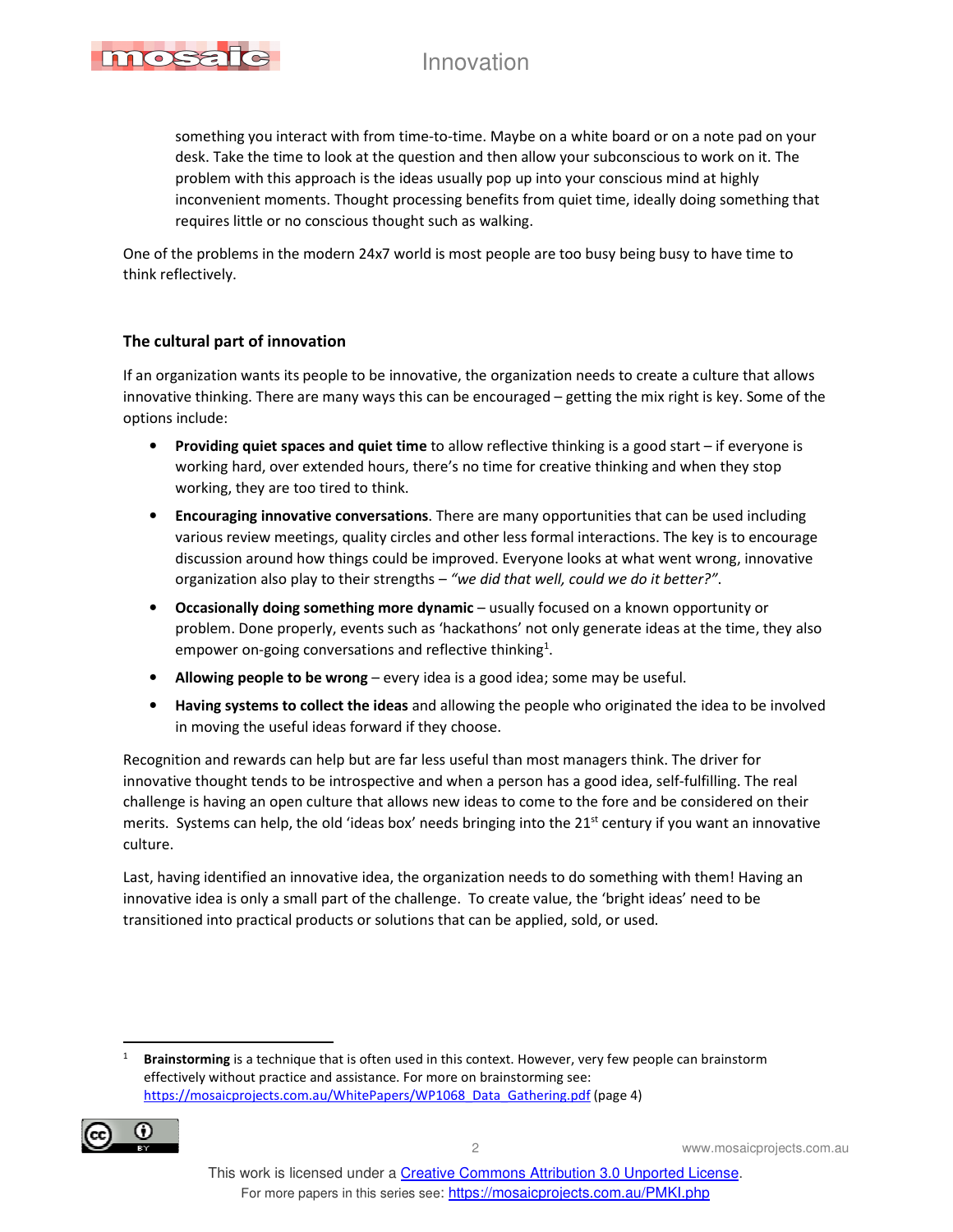something you interact with from time-to-time. Maybe on a white board or on a note pad on your desk. Take the time to look at the question and then allow your subconscious to work on it. The problem with this approach is the ideas usually pop up into your conscious mind at highly inconvenient moments. Thought processing benefits from quiet time, ideally doing something that requires little or no conscious thought such as walking.

One of the problems in the modern 24x7 world is most people are too busy being busy to have time to think reflectively.

## The cultural part of innovation

If an organization wants its people to be innovative, the organization needs to create a culture that allows innovative thinking. There are many ways this can be encouraged – getting the mix right is key. Some of the options include:

- **Providing quiet spaces and quiet time** to allow reflective thinking is a good start – if everyone is working hard, over extended hours, there's no time for creative thinking and when they stop working, they are too tired to think.
- **Encouraging innovative conversations**. There are many opportunities that can be used including various review meetings, quality circles and other less formal interactions. The key is to encourage discussion around how things could be improved. Everyone looks at what went wrong, innovative organization also play to their strengths – *"we did that well, could we do it better?"*.
- **Occasionally doing something more dynamic** – usually focused on a known opportunity or problem. Done properly, events such as 'hackathons' not only generate ideas at the time, they also empower on-going conversations and reflective thinking[1].
- **Allowing people to be wrong** – every idea is a good idea; some may be useful.
- **Having systems to collect the ideas** and allowing the people who originated the idea to be involved in moving the useful ideas forward if they choose.

Recognition and rewards can help but are far less useful than most managers think. The driver for innovative thought tends to be introspective and when a person has a good idea, self-fulfilling. The real challenge is having an open culture that allows new ideas to come to the fore and be considered on their merits. Systems can help, the old 'ideas box' needs bringing into the 21st century if you want an innovative culture.

Last, having identified an innovative idea, the organization needs to do something with them! Having an innovative idea is only a small part of the challenge. To create value, the 'bright ideas' need to be transitioned into practical products or solutions that can be applied, sold, or used.

---

[1] **Brainstorming** is a technique that is often used in this context. However, very few people can brainstorm effectively without practice and assistance. For more on brainstorming see: https://mosaicprojects.com.au/WhitePapers/WP1068_Data_Gathering.pdf (page 4)

This work is licensed under a Creative Commons Attribution 3.0 Unported License.
For more papers in this series see: https://mosaicprojects.com.au/PMKI.php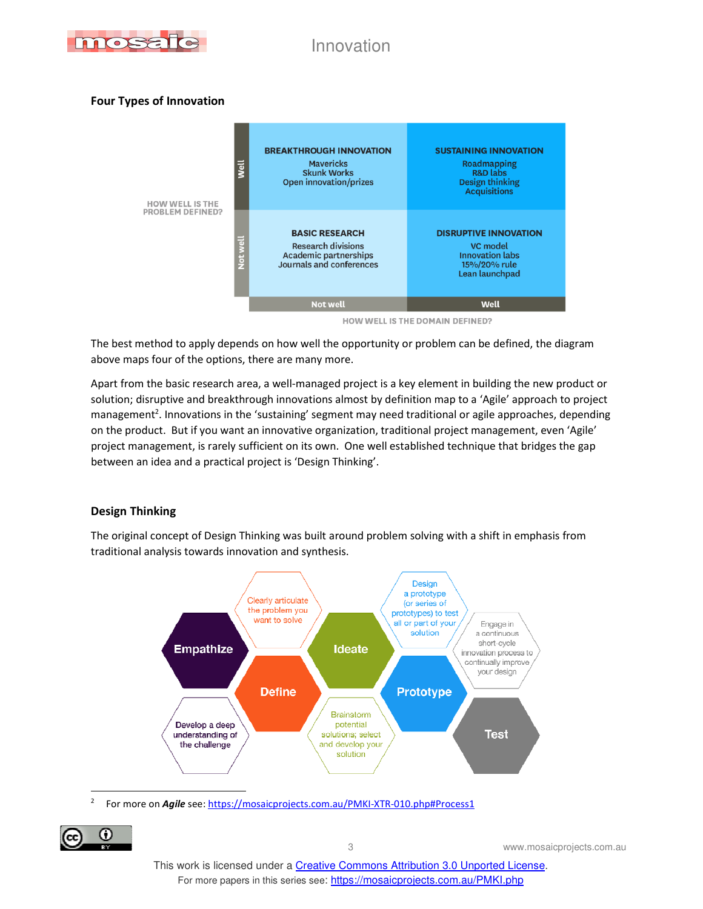## Four Types of Innovation

| HOW WELL IS THE PROBLEM DEFINED? | Not well (domain) | Well (domain) |
|---|---|---|
| Well | **BREAKTHROUGH INNOVATION**<br>Mavericks<br>Skunk Works<br>Open innovation/prizes | **SUSTAINING INNOVATION**<br>Roadmapping<br>R&D labs<br>Design thinking<br>Acquisitions |
| Not well | **BASIC RESEARCH**<br>Research divisions<br>Academic partnerships<br>Journals and conferences | **DISRUPTIVE INNOVATION**<br>VC model<br>Innovation labs<br>15%/20% rule<br>Lean launchpad |

HOW WELL IS THE DOMAIN DEFINED?

The best method to apply depends on how well the opportunity or problem can be defined, the diagram above maps four of the options, there are many more.

Apart from the basic research area, a well-managed project is a key element in building the new product or solution; disruptive and breakthrough innovations almost by definition map to a 'Agile' approach to project management[2]. Innovations in the 'sustaining' segment may need traditional or agile approaches, depending on the product. But if you want an innovative organization, traditional project management, even 'Agile' project management, is rarely sufficient on its own. One well established technique that bridges the gap between an idea and a practical project is 'Design Thinking'.

## Design Thinking

The original concept of Design Thinking was built around problem solving with a shift in emphasis from traditional analysis towards innovation and synthesis.

- **Empathize** – Develop a deep understanding of the challenge
- **Define** – Clearly articulate the problem you want to solve
- **Ideate** – Brainstorm potential solutions; select and develop your solution
- **Prototype** – Design a prototype (or series of prototypes) to test all or part of your solution
- **Test** – Engage in a continuous short-cycle innovation process to continually improve your design

---

[2] For more on ***Agile*** see: https://mosaicprojects.com.au/PMKI-XTR-010.php#Process1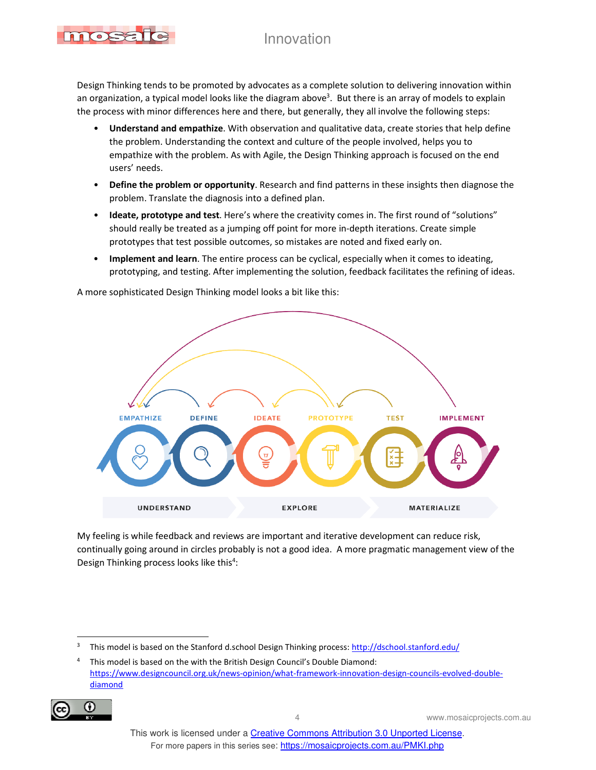Design Thinking tends to be promoted by advocates as a complete solution to delivering innovation within an organization, a typical model looks like the diagram above[3]. But there is an array of models to explain the process with minor differences here and there, but generally, they all involve the following steps:

- **Understand and empathize**. With observation and qualitative data, create stories that help define the problem. Understanding the context and culture of the people involved, helps you to empathize with the problem. As with Agile, the Design Thinking approach is focused on the end users' needs.
- **Define the problem or opportunity**. Research and find patterns in these insights then diagnose the problem. Translate the diagnosis into a defined plan.
- **Ideate, prototype and test**. Here's where the creativity comes in. The first round of "solutions" should really be treated as a jumping off point for more in-depth iterations. Create simple prototypes that test possible outcomes, so mistakes are noted and fixed early on.
- **Implement and learn**. The entire process can be cyclical, especially when it comes to ideating, prototyping, and testing. After implementing the solution, feedback facilitates the refining of ideas.

A more sophisticated Design Thinking model looks a bit like this:

EMPATHIZE DEFINE IDEATE PROTOTYPE TEST IMPLEMENT

UNDERSTAND EXPLORE MATERIALIZE

My feeling is while feedback and reviews are important and iterative development can reduce risk, continually going around in circles probably is not a good idea. A more pragmatic management view of the Design Thinking process looks like this[4]:

[3] This model is based on the Stanford d.school Design Thinking process: http://dschool.stanford.edu/

[4] This model is based on the with the British Design Council's Double Diamond: https://www.designcouncil.org.uk/news-opinion/what-framework-innovation-design-councils-evolved-double-diamond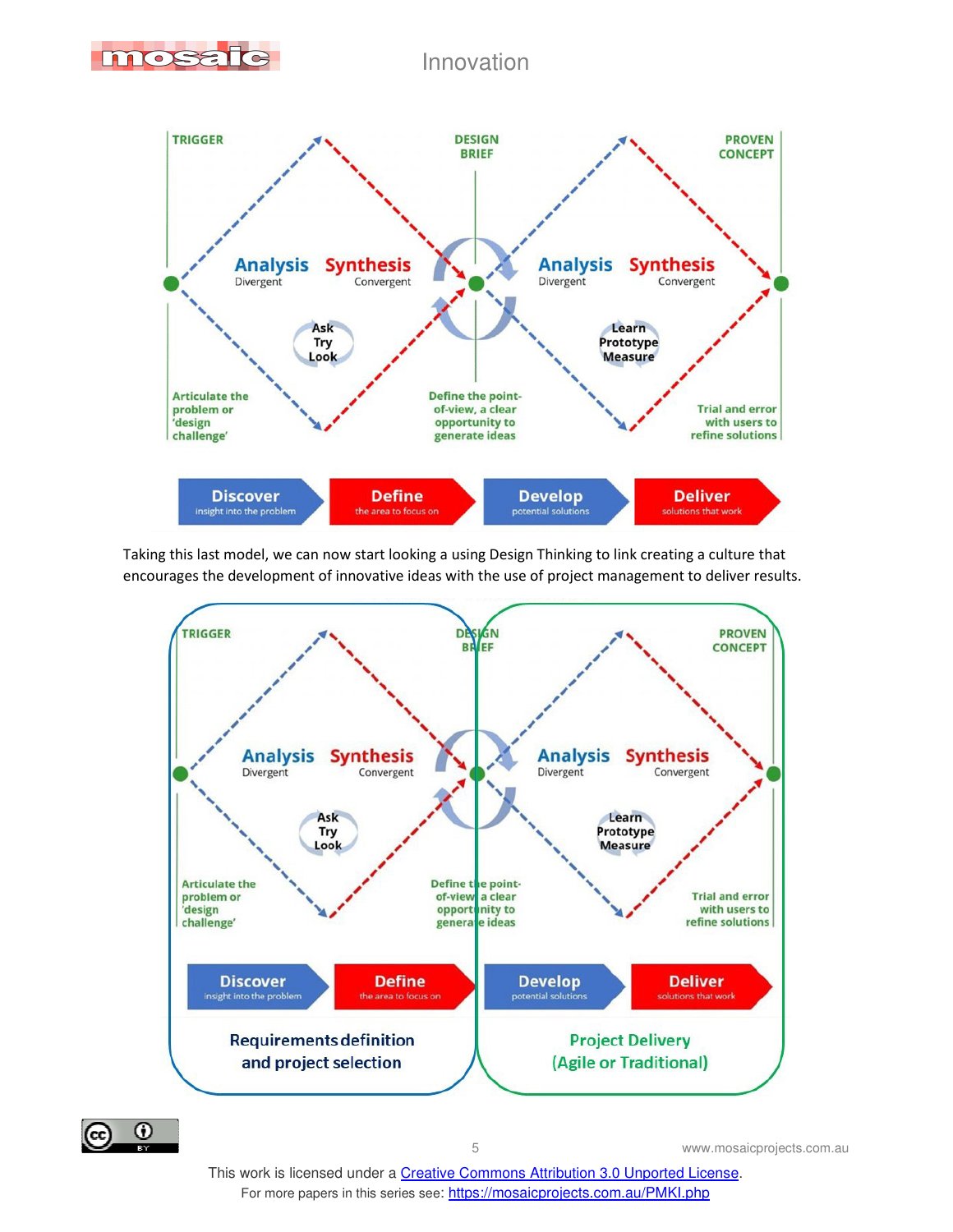TRIGGER | DESIGN BRIEF | PROVEN CONCEPT

Analysis (Divergent) — Synthesis (Convergent) — Ask, Try, Look

Analysis (Divergent) — Synthesis (Convergent) — Learn, Prototype, Measure

Articulate the problem or 'design challenge'

Define the point-of-view, a clear opportunity to generate ideas

Trial and error with users to refine solutions

**Discover** insight into the problem | **Define** the area to focus on | **Develop** potential solutions | **Deliver** solutions that work

Taking this last model, we can now start looking a using Design Thinking to link creating a culture that encourages the development of innovative ideas with the use of project management to deliver results.

TRIGGER | DESIGN BRIEF | PROVEN CONCEPT

Analysis (Divergent) — Synthesis (Convergent) — Ask, Try, Look

Analysis (Divergent) — Synthesis (Convergent) — Learn, Prototype, Measure

Articulate the problem or 'design challenge'

Define the point-of-view, a clear opportunity to generate ideas

Trial and error with users to refine solutions

**Discover** insight into the problem | **Define** the area to focus on | **Develop** potential solutions | **Deliver** solutions that work

**Requirements definition and project selection** | **Project Delivery (Agile or Traditional)**

This work is licensed under a Creative Commons Attribution 3.0 Unported License.
For more papers in this series see: https://mosaicprojects.com.au/PMKI.php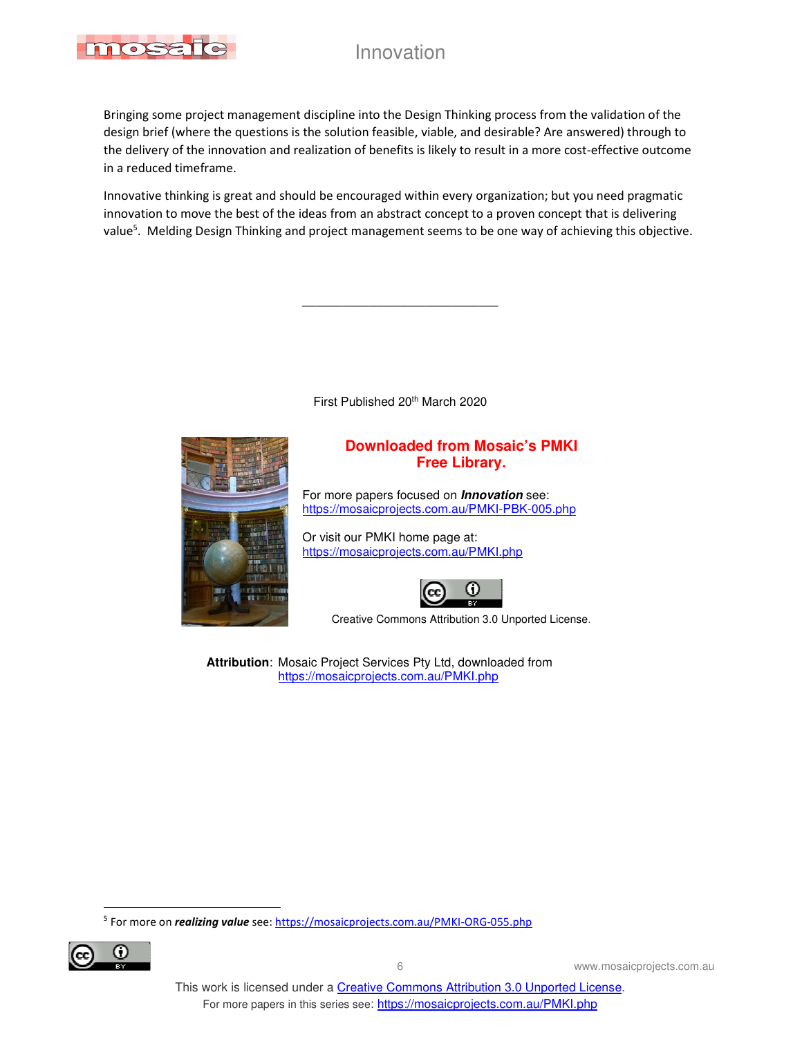Bringing some project management discipline into the Design Thinking process from the validation of the design brief (where the questions is the solution feasible, viable, and desirable? Are answered) through to the delivery of the innovation and realization of benefits is likely to result in a more cost-effective outcome in a reduced timeframe.

Innovative thinking is great and should be encouraged within every organization; but you need pragmatic innovation to move the best of the ideas from an abstract concept to a proven concept that is delivering value[5]. Melding Design Thinking and project management seems to be one way of achieving this objective.

\_\_\_\_\_\_\_\_\_\_\_\_\_\_\_\_\_\_\_\_\_\_\_\_\_\_\_\_\_

First Published 20th March 2020

**Downloaded from Mosaic's PMKI Free Library.**

For more papers focused on ***Innovation*** see:
https://mosaicprojects.com.au/PMKI-PBK-005.php

Or visit our PMKI home page at:
https://mosaicprojects.com.au/PMKI.php

Creative Commons Attribution 3.0 Unported License.

**Attribution**: Mosaic Project Services Pty Ltd, downloaded from https://mosaicprojects.com.au/PMKI.php

---

[5] For more on ***realizing value*** see: https://mosaicprojects.com.au/PMKI-ORG-055.php